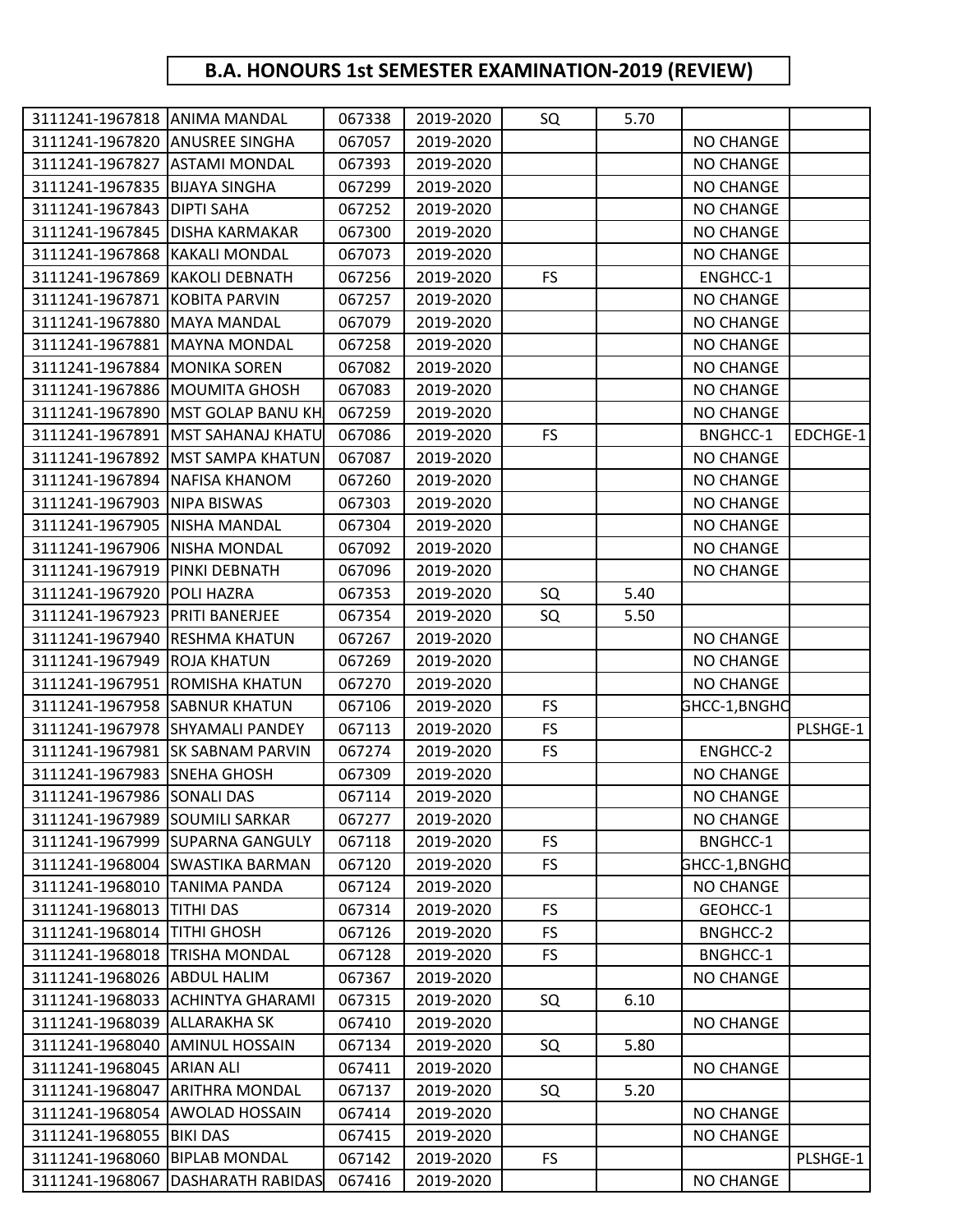# B.A. HONOURS 1st SEMESTER EXAMINATION-2019 (REVIEW)

| | | | | | | | |
|---|---|---|---|---|---|---|---|
| 3111241-1967818 | ANIMA MANDAL | 067338 | 2019-2020 | SQ | 5.70 | | |
| 3111241-1967820 | ANUSREE SINGHA | 067057 | 2019-2020 | | | NO CHANGE | |
| 3111241-1967827 | ASTAMI MONDAL | 067393 | 2019-2020 | | | NO CHANGE | |
| 3111241-1967835 | BIJAYA SINGHA | 067299 | 2019-2020 | | | NO CHANGE | |
| 3111241-1967843 | DIPTI SAHA | 067252 | 2019-2020 | | | NO CHANGE | |
| 3111241-1967845 | DISHA KARMAKAR | 067300 | 2019-2020 | | | NO CHANGE | |
| 3111241-1967868 | KAKALI MONDAL | 067073 | 2019-2020 | | | NO CHANGE | |
| 3111241-1967869 | KAKOLI DEBNATH | 067256 | 2019-2020 | FS | | ENGHCC-1 | |
| 3111241-1967871 | KOBITA PARVIN | 067257 | 2019-2020 | | | NO CHANGE | |
| 3111241-1967880 | MAYA MANDAL | 067079 | 2019-2020 | | | NO CHANGE | |
| 3111241-1967881 | MAYNA MONDAL | 067258 | 2019-2020 | | | NO CHANGE | |
| 3111241-1967884 | MONIKA SOREN | 067082 | 2019-2020 | | | NO CHANGE | |
| 3111241-1967886 | MOUMITA GHOSH | 067083 | 2019-2020 | | | NO CHANGE | |
| 3111241-1967890 | MST GOLAP BANU KH | 067259 | 2019-2020 | | | NO CHANGE | |
| 3111241-1967891 | MST SAHANAJ KHATU | 067086 | 2019-2020 | FS | | BNGHCC-1 | EDCHGE-1 |
| 3111241-1967892 | MST SAMPA KHATUN | 067087 | 2019-2020 | | | NO CHANGE | |
| 3111241-1967894 | NAFISA KHANOM | 067260 | 2019-2020 | | | NO CHANGE | |
| 3111241-1967903 | NIPA BISWAS | 067303 | 2019-2020 | | | NO CHANGE | |
| 3111241-1967905 | NISHA MANDAL | 067304 | 2019-2020 | | | NO CHANGE | |
| 3111241-1967906 | NISHA MONDAL | 067092 | 2019-2020 | | | NO CHANGE | |
| 3111241-1967919 | PINKI DEBNATH | 067096 | 2019-2020 | | | NO CHANGE | |
| 3111241-1967920 | POLI HAZRA | 067353 | 2019-2020 | SQ | 5.40 | | |
| 3111241-1967923 | PRITI BANERJEE | 067354 | 2019-2020 | SQ | 5.50 | | |
| 3111241-1967940 | RESHMA KHATUN | 067267 | 2019-2020 | | | NO CHANGE | |
| 3111241-1967949 | ROJA KHATUN | 067269 | 2019-2020 | | | NO CHANGE | |
| 3111241-1967951 | ROMISHA KHATUN | 067270 | 2019-2020 | | | NO CHANGE | |
| 3111241-1967958 | SABNUR KHATUN | 067106 | 2019-2020 | FS | | GHCC-1,BNGHC | |
| 3111241-1967978 | SHYAMALI PANDEY | 067113 | 2019-2020 | FS | | | PLSHGE-1 |
| 3111241-1967981 | SK SABNAM PARVIN | 067274 | 2019-2020 | FS | | ENGHCC-2 | |
| 3111241-1967983 | SNEHA GHOSH | 067309 | 2019-2020 | | | NO CHANGE | |
| 3111241-1967986 | SONALI DAS | 067114 | 2019-2020 | | | NO CHANGE | |
| 3111241-1967989 | SOUMILI SARKAR | 067277 | 2019-2020 | | | NO CHANGE | |
| 3111241-1967999 | SUPARNA GANGULY | 067118 | 2019-2020 | FS | | BNGHCC-1 | |
| 3111241-1968004 | SWASTIKA BARMAN | 067120 | 2019-2020 | FS | | GHCC-1,BNGHC | |
| 3111241-1968010 | TANIMA PANDA | 067124 | 2019-2020 | | | NO CHANGE | |
| 3111241-1968013 | TITHI DAS | 067314 | 2019-2020 | FS | | GEOHCC-1 | |
| 3111241-1968014 | TITHI GHOSH | 067126 | 2019-2020 | FS | | BNGHCC-2 | |
| 3111241-1968018 | TRISHA MONDAL | 067128 | 2019-2020 | FS | | BNGHCC-1 | |
| 3111241-1968026 | ABDUL HALIM | 067367 | 2019-2020 | | | NO CHANGE | |
| 3111241-1968033 | ACHINTYA GHARAMI | 067315 | 2019-2020 | SQ | 6.10 | | |
| 3111241-1968039 | ALLARAKHA SK | 067410 | 2019-2020 | | | NO CHANGE | |
| 3111241-1968040 | AMINUL HOSSAIN | 067134 | 2019-2020 | SQ | 5.80 | | |
| 3111241-1968045 | ARIAN ALI | 067411 | 2019-2020 | | | NO CHANGE | |
| 3111241-1968047 | ARITHRA MONDAL | 067137 | 2019-2020 | SQ | 5.20 | | |
| 3111241-1968054 | AWOLAD HOSSAIN | 067414 | 2019-2020 | | | NO CHANGE | |
| 3111241-1968055 | BIKI DAS | 067415 | 2019-2020 | | | NO CHANGE | |
| 3111241-1968060 | BIPLAB MONDAL | 067142 | 2019-2020 | FS | | | PLSHGE-1 |
| 3111241-1968067 | DASHARATH RABIDAS | 067416 | 2019-2020 | | | NO CHANGE | |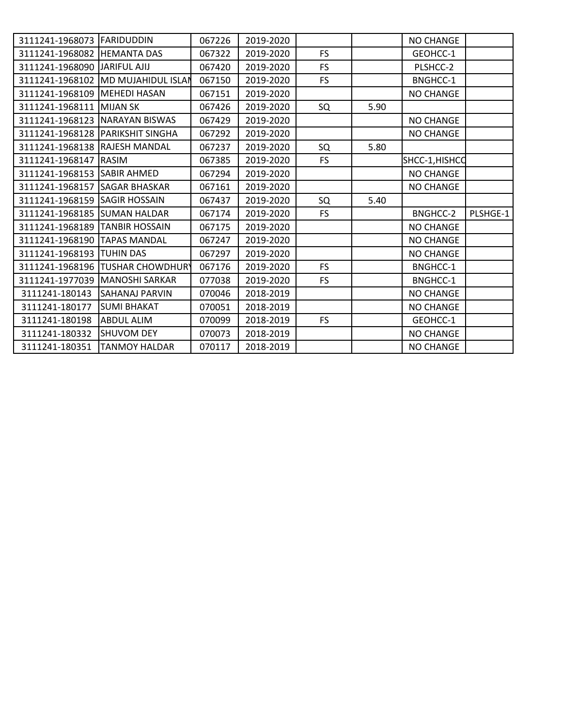| | | | | | | | |
|---|---|---|---|---|---|---|---|
| 3111241-1968073 | FARIDUDDIN | 067226 | 2019-2020 | | | NO CHANGE | |
| 3111241-1968082 | HEMANTA DAS | 067322 | 2019-2020 | FS | | GEOHCC-1 | |
| 3111241-1968090 | JARIFUL AJIJ | 067420 | 2019-2020 | FS | | PLSHCC-2 | |
| 3111241-1968102 | MD MUJAHIDUL ISLAM | 067150 | 2019-2020 | FS | | BNGHCC-1 | |
| 3111241-1968109 | MEHEDI HASAN | 067151 | 2019-2020 | | | NO CHANGE | |
| 3111241-1968111 | MIJAN SK | 067426 | 2019-2020 | SQ | 5.90 | | |
| 3111241-1968123 | NARAYAN BISWAS | 067429 | 2019-2020 | | | NO CHANGE | |
| 3111241-1968128 | PARIKSHIT SINGHA | 067292 | 2019-2020 | | | NO CHANGE | |
| 3111241-1968138 | RAJESH MANDAL | 067237 | 2019-2020 | SQ | 5.80 | | |
| 3111241-1968147 | RASIM | 067385 | 2019-2020 | FS | | SHCC-1,HISHCC | |
| 3111241-1968153 | SABIR AHMED | 067294 | 2019-2020 | | | NO CHANGE | |
| 3111241-1968157 | SAGAR BHASKAR | 067161 | 2019-2020 | | | NO CHANGE | |
| 3111241-1968159 | SAGIR HOSSAIN | 067437 | 2019-2020 | SQ | 5.40 | | |
| 3111241-1968185 | SUMAN HALDAR | 067174 | 2019-2020 | FS | | BNGHCC-2 | PLSHGE-1 |
| 3111241-1968189 | TANBIR HOSSAIN | 067175 | 2019-2020 | | | NO CHANGE | |
| 3111241-1968190 | TAPAS MANDAL | 067247 | 2019-2020 | | | NO CHANGE | |
| 3111241-1968193 | TUHIN DAS | 067297 | 2019-2020 | | | NO CHANGE | |
| 3111241-1968196 | TUSHAR CHOWDHURY | 067176 | 2019-2020 | FS | | BNGHCC-1 | |
| 3111241-1977039 | MANOSHI SARKAR | 077038 | 2019-2020 | FS | | BNGHCC-1 | |
| 3111241-180143 | SAHANAJ PARVIN | 070046 | 2018-2019 | | | NO CHANGE | |
| 3111241-180177 | SUMI BHAKAT | 070051 | 2018-2019 | | | NO CHANGE | |
| 3111241-180198 | ABDUL ALIM | 070099 | 2018-2019 | FS | | GEOHCC-1 | |
| 3111241-180332 | SHUVOM DEY | 070073 | 2018-2019 | | | NO CHANGE | |
| 3111241-180351 | TANMOY HALDAR | 070117 | 2018-2019 | | | NO CHANGE | |